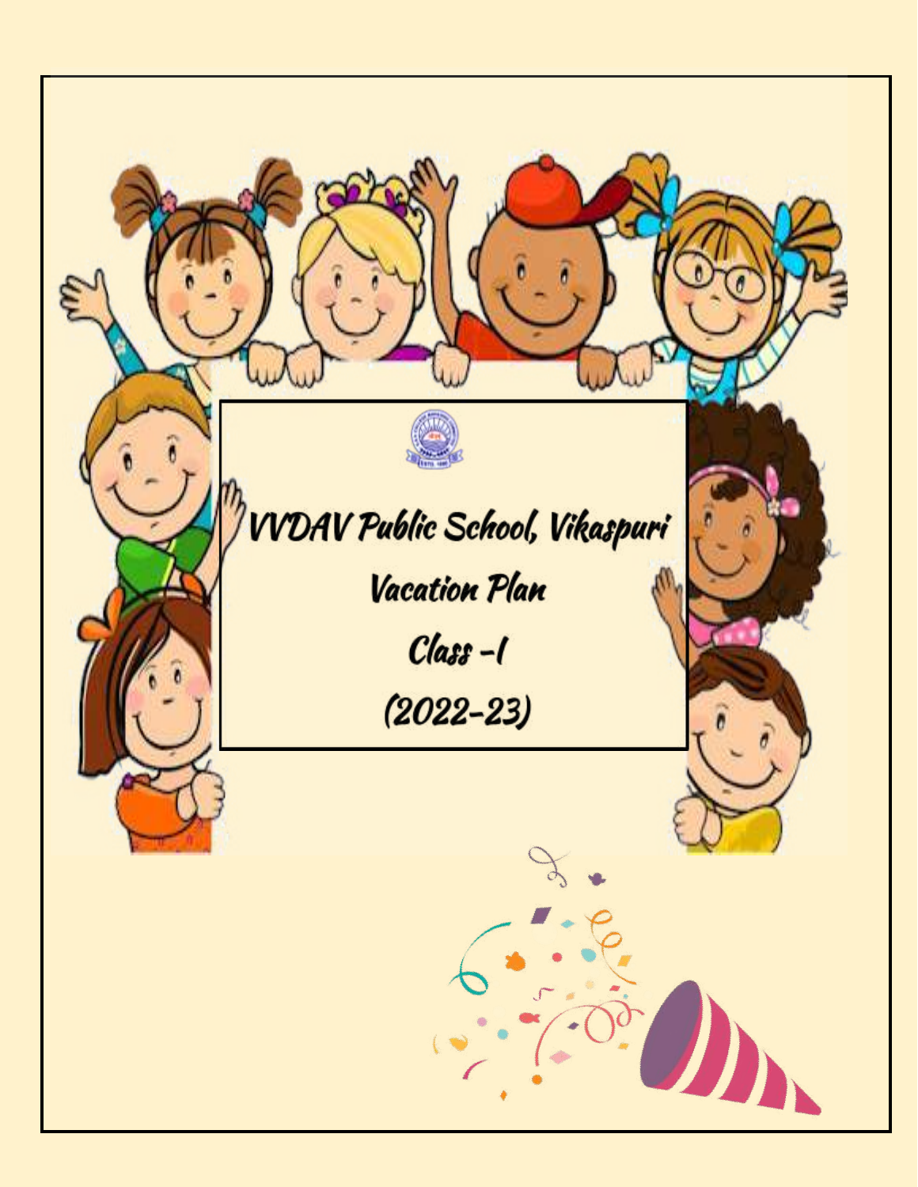# VVDAV Public School, Vikaspuri

## Vacation Plan

## Class –I

## (2022-23)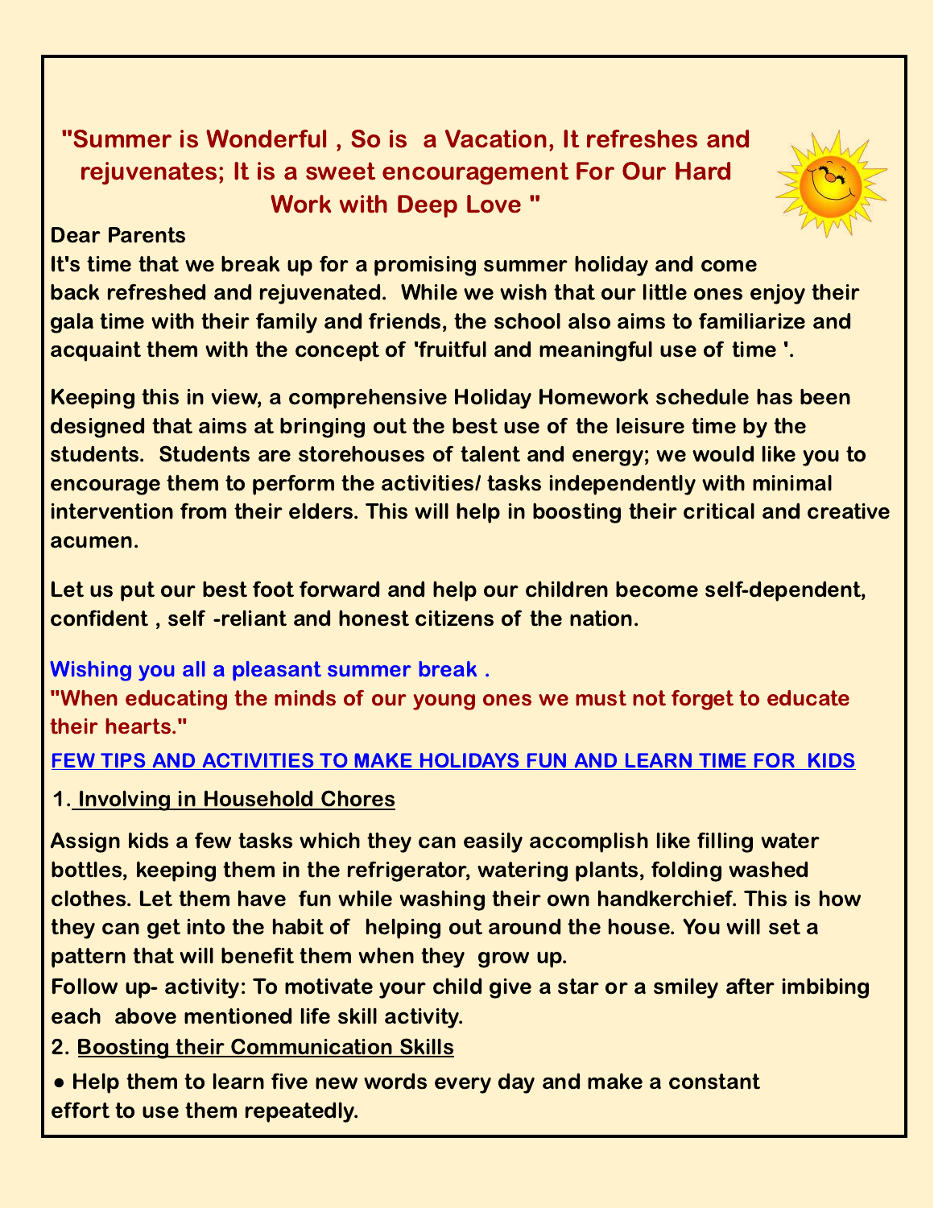**"Summer is Wonderful , So is a Vacation, It refreshes and rejuvenates; It is a sweet encouragement For Our Hard Work with Deep Love "**

**Dear Parents**

**It's time that we break up for a promising summer holiday and come back refreshed and rejuvenated. While we wish that our little ones enjoy their gala time with their family and friends, the school also aims to familiarize and acquaint them with the concept of 'fruitful and meaningful use of time '.**

**Keeping this in view, a comprehensive Holiday Homework schedule has been designed that aims at bringing out the best use of the leisure time by the students. Students are storehouses of talent and energy; we would like you to encourage them to perform the activities/ tasks independently with minimal intervention from their elders. This will help in boosting their critical and creative acumen.**

**Let us put our best foot forward and help our children become self-dependent, confident , self -reliant and honest citizens of the nation.**

**Wishing you all a pleasant summer break .**

**"When educating the minds of our young ones we must not forget to educate their hearts."**

## FEW TIPS AND ACTIVITIES TO MAKE HOLIDAYS FUN AND LEARN TIME FOR KIDS

### 1. Involving in Household Chores

**Assign kids a few tasks which they can easily accomplish like filling water bottles, keeping them in the refrigerator, watering plants, folding washed clothes. Let them have fun while washing their own handkerchief. This is how they can get into the habit of helping out around the house. You will set a pattern that will benefit them when they grow up.**

**Follow up- activity: To motivate your child give a star or a smiley after imbibing each above mentioned life skill activity.**

### 2. Boosting their Communication Skills

- **Help them to learn five new words every day and make a constant effort to use them repeatedly.**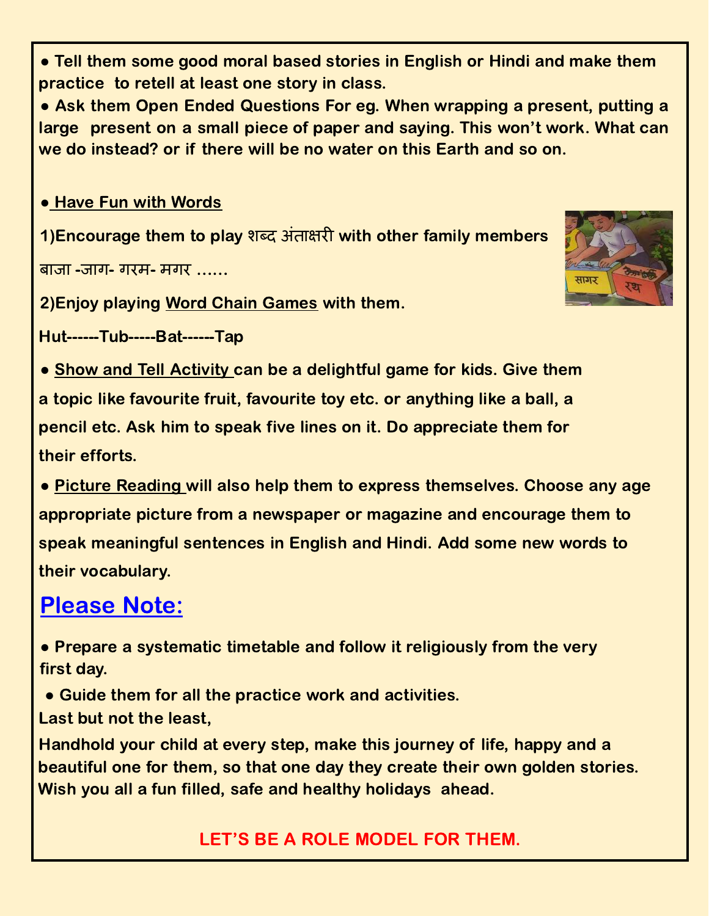- **Tell them some good moral based stories in English or Hindi and make them practice to retell at least one story in class.**
- **Ask them Open Ended Questions For eg. When wrapping a present, putting a large present on a small piece of paper and saying. This won't work. What can we do instead? or if there will be no water on this Earth and so on.**

- **Have Fun with Words**

**1)Encourage them to play शब्द अंताक्षरी with other family members**

बाजा -जाग- गरम- मगर ......

**2)Enjoy playing Word Chain Games with them.**

**Hut------Tub-----Bat------Tap**

- **Show and Tell Activity can be a delightful game for kids. Give them a topic like favourite fruit, favourite toy etc. or anything like a ball, a pencil etc. Ask him to speak five lines on it. Do appreciate them for their efforts.**
- **Picture Reading will also help them to express themselves. Choose any age appropriate picture from a newspaper or magazine and encourage them to speak meaningful sentences in English and Hindi. Add some new words to their vocabulary.**

## Please Note:

- **Prepare a systematic timetable and follow it religiously from the very first day.**
- **Guide them for all the practice work and activities.**

**Last but not the least,**

**Handhold your child at every step, make this journey of life, happy and a beautiful one for them, so that one day they create their own golden stories. Wish you all a fun filled, safe and healthy holidays ahead.**

**LET'S BE A ROLE MODEL FOR THEM.**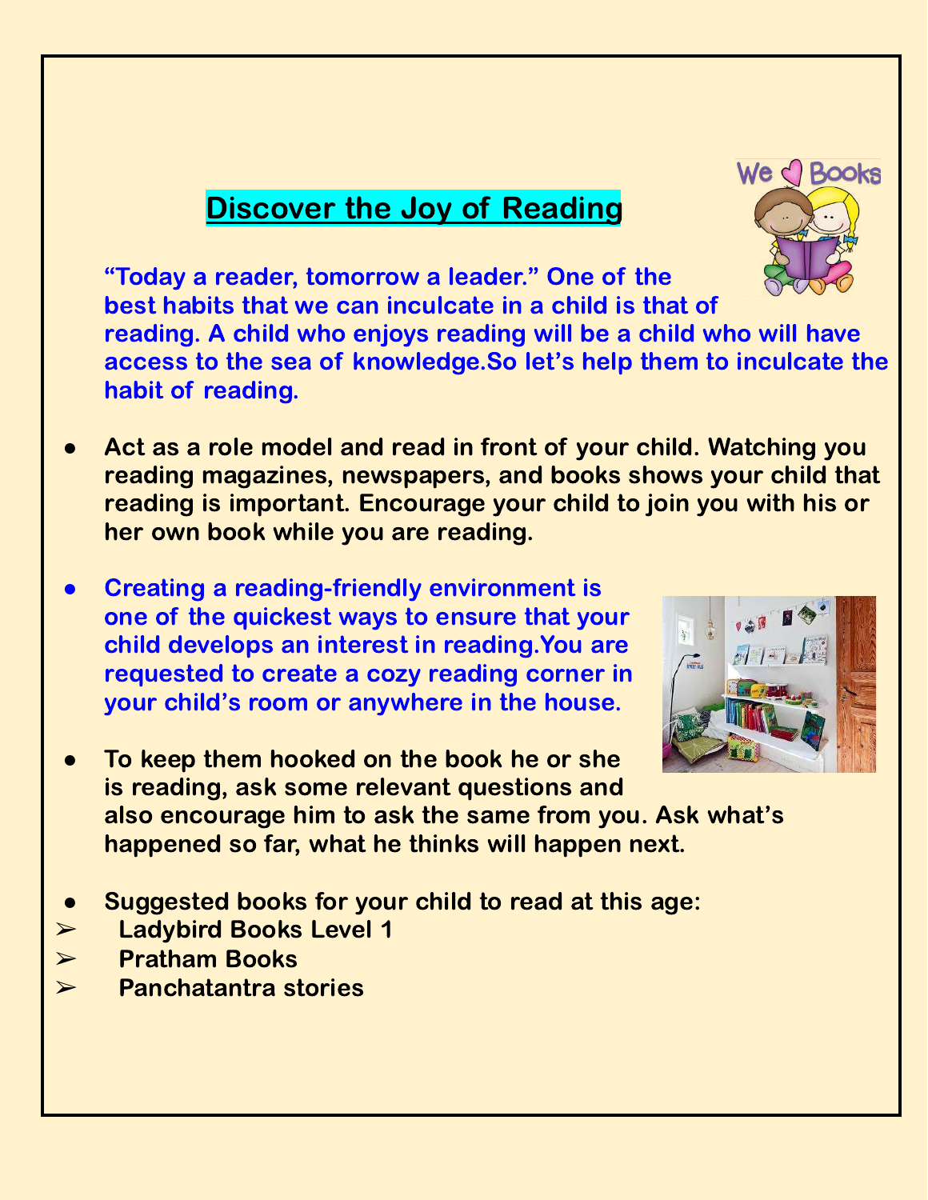## Discover the Joy of Reading

"Today a reader, tomorrow a leader." One of the best habits that we can inculcate in a child is that of reading. A child who enjoys reading will be a child who will have access to the sea of knowledge.So let's help them to inculcate the habit of reading.

- Act as a role model and read in front of your child. Watching you reading magazines, newspapers, and books shows your child that reading is important. Encourage your child to join you with his or her own book while you are reading.
- Creating a reading-friendly environment is one of the quickest ways to ensure that your child develops an interest in reading.You are requested to create a cozy reading corner in your child's room or anywhere in the house.
- To keep them hooked on the book he or she is reading, ask some relevant questions and also encourage him to ask the same from you. Ask what's happened so far, what he thinks will happen next.
- Suggested books for your child to read at this age:
  - Ladybird Books Level 1
  - Pratham Books
  - Panchatantra stories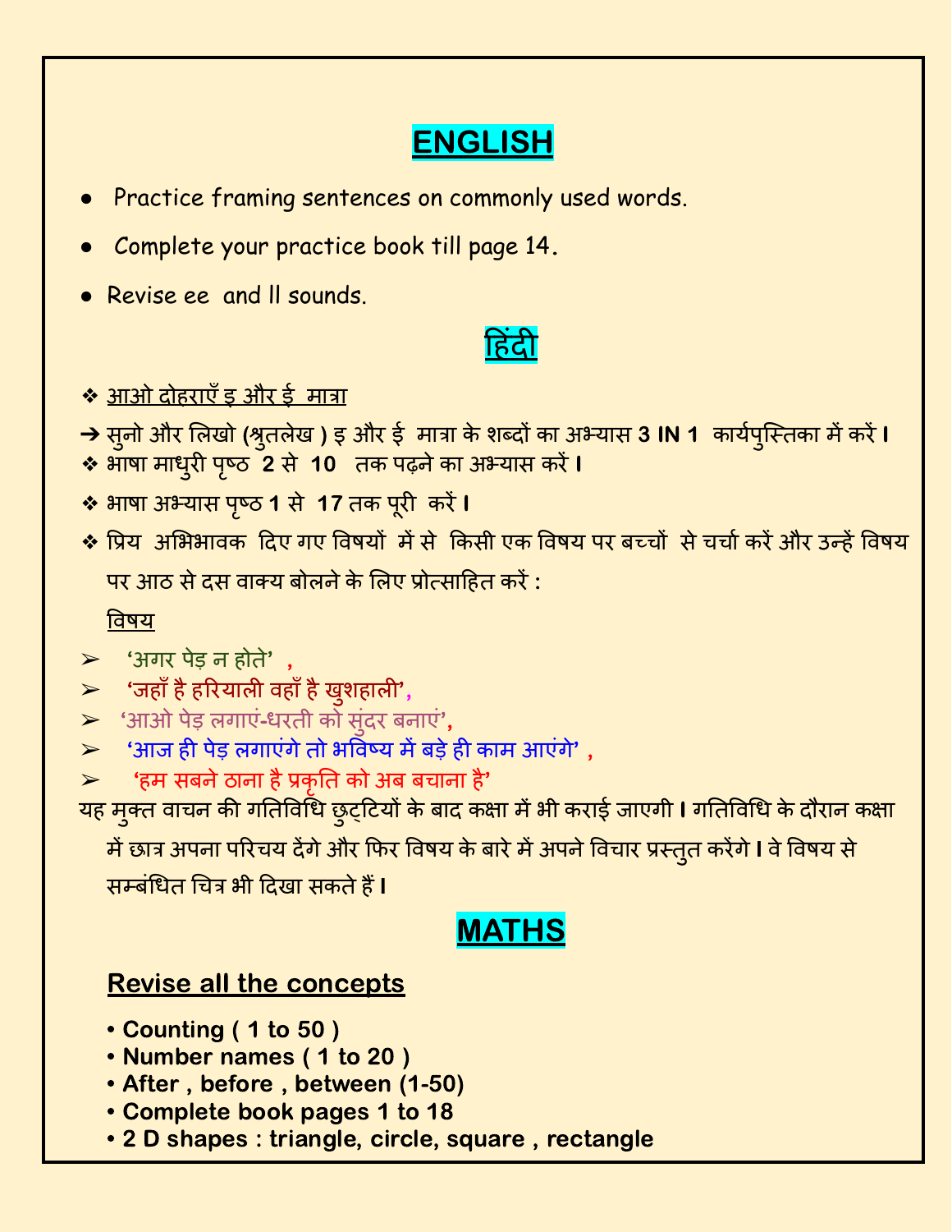## ENGLISH

- Practice framing sentences on commonly used words.
- Complete your practice book till page 14.
- Revise ee and ll sounds.

## हिंदी

- आओ दोहराएँ इ और ई मात्रा

→ सुनो और लिखो (श्रुतलेख ) इ और ई मात्रा के शब्दों का अभ्यास **3 IN 1** कार्यपुस्तिका में करें।

- भाषा माधुरी पृष्ठ **2** से **10** तक पढ़ने का अभ्यास करें।
- भाषा अभ्यास पृष्ठ **1** से **17** तक पूरी करें।
- प्रिय अभिभावक दिए गए विषयों में से किसी एक विषय पर बच्चों से चर्चा करें और उन्हें विषय पर आठ से दस वाक्य बोलने के लिए प्रोत्साहित करें :

  विषय

  - 'अगर पेड़ न होते' ,
  - 'जहाँ है हरियाली वहाँ है खुशहाली',
  - 'आओ पेड़ लगाएं-धरती को सुंदर बनाएं',
  - 'आज ही पेड़ लगाएंगे तो भविष्य में बड़े ही काम आएंगे' ,
  - 'हम सबने ठाना है प्रकृति को अब बचाना है'

यह मुक्त वाचन की गतिविधि छुट्टियों के बाद कक्षा में भी कराई जाएगी। गतिविधि के दौरान कक्षा में छात्र अपना परिचय देंगे और फिर विषय के बारे में अपने विचार प्रस्तुत करेंगे। वे विषय से सम्बंधित चित्र भी दिखा सकते हैं।

## MATHS

**Revise all the concepts**

- **Counting ( 1 to 50 )**
- **Number names ( 1 to 20 )**
- **After , before , between (1-50)**
- **Complete book pages 1 to 18**
- **2 D shapes : triangle, circle, square , rectangle**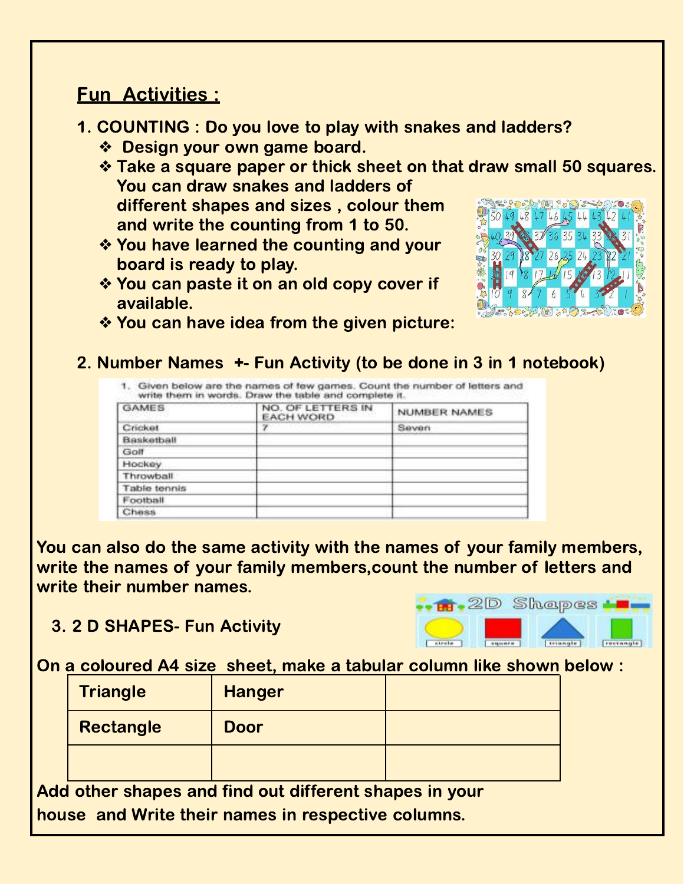## Fun Activities :

**1. COUNTING : Do you love to play with snakes and ladders?**

- ❖ Design your own game board.
- ❖ Take a square paper or thick sheet on that draw small 50 squares. You can draw snakes and ladders of different shapes and sizes , colour them and write the counting from 1 to 50.
- ❖ You have learned the counting and your board is ready to play.
- ❖ You can paste it on an old copy cover if available.
- ❖ You can have idea from the given picture:

**2. Number Names +- Fun Activity (to be done in 3 in 1 notebook)**

1. Given below are the names of few games. Count the number of letters and write them in words. Draw the table and complete it.

| GAMES | NO. OF LETTERS IN EACH WORD | NUMBER NAMES |
| --- | --- | --- |
| Cricket | 7 | Seven |
| Basketball | | |
| Golf | | |
| Hockey | | |
| Throwball | | |
| Table tennis | | |
| Football | | |
| Chess | | |

You can also do the same activity with the names of your family members, write the names of your family members,count the number of letters and write their number names.

**3. 2 D SHAPES- Fun Activity**

On a coloured A4 size sheet, make a tabular column like shown below :

| Triangle | Hanger | |
| --- | --- | --- |
| Rectangle | Door | |
| | | |

Add other shapes and find out different shapes in your house and Write their names in respective columns.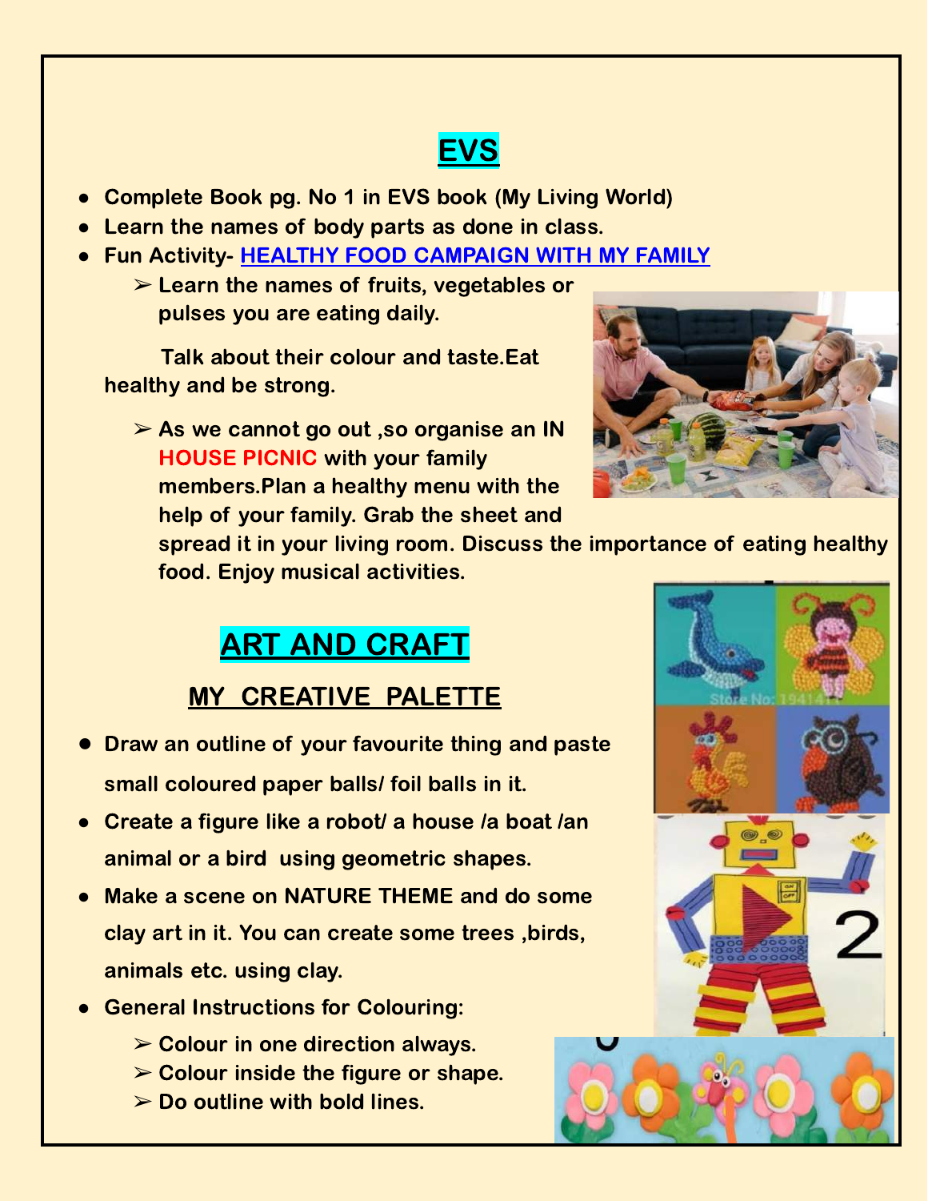## EVS

- Complete Book pg. No 1 in EVS book (My Living World)
- Learn the names of body parts as done in class.
- Fun Activity- HEALTHY FOOD CAMPAIGN WITH MY FAMILY
  - Learn the names of fruits, vegetables or pulses you are eating daily.

  Talk about their colour and taste.Eat healthy and be strong.

  - As we cannot go out ,so organise an IN HOUSE PICNIC with your family members.Plan a healthy menu with the help of your family. Grab the sheet and spread it in your living room. Discuss the importance of eating healthy food. Enjoy musical activities.

## ART AND CRAFT

### MY CREATIVE PALETTE

- Draw an outline of your favourite thing and paste small coloured paper balls/ foil balls in it.
- Create a figure like a robot/ a house /a boat /an animal or a bird using geometric shapes.
- Make a scene on NATURE THEME and do some clay art in it. You can create some trees ,birds, animals etc. using clay.
- General Instructions for Colouring:
  - Colour in one direction always.
  - Colour inside the figure or shape.
  - Do outline with bold lines.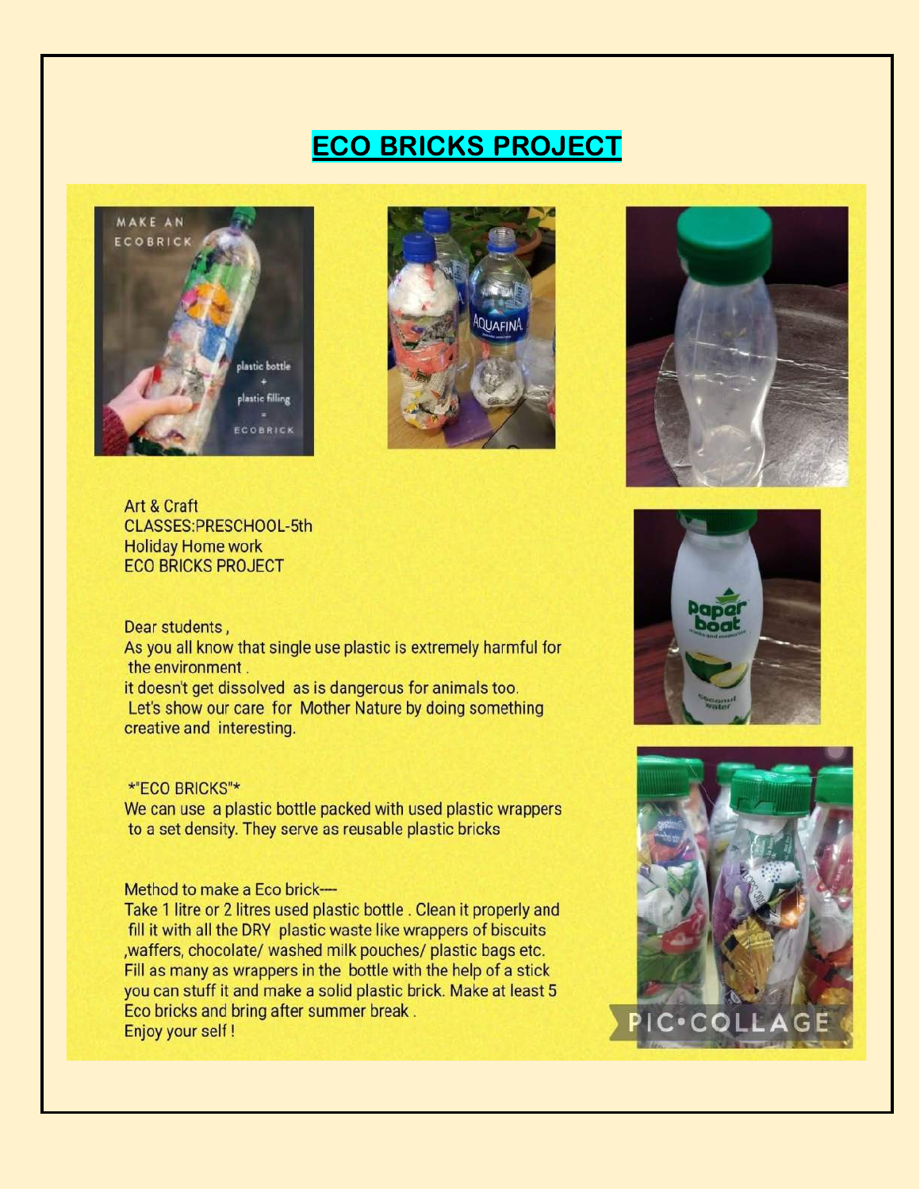# ECO BRICKS PROJECT

Art & Craft
CLASSES:PRESCHOOL-5th
Holiday Home work
ECO BRICKS PROJECT

Dear students ,
As you all know that single use plastic is extremely harmful for the environment .
it doesn't get dissolved as is dangerous for animals too.
Let's show our care for Mother Nature by doing something creative and interesting.

*"ECO BRICKS"*
We can use a plastic bottle packed with used plastic wrappers to a set density. They serve as reusable plastic bricks

Method to make a Eco brick----
Take 1 litre or 2 litres used plastic bottle . Clean it properly and fill it with all the DRY plastic waste like wrappers of biscuits ,waffers, chocolate/ washed milk pouches/ plastic bags etc. Fill as many as wrappers in the bottle with the help of a stick you can stuff it and make a solid plastic brick. Make at least 5 Eco bricks and bring after summer break .
Enjoy your self !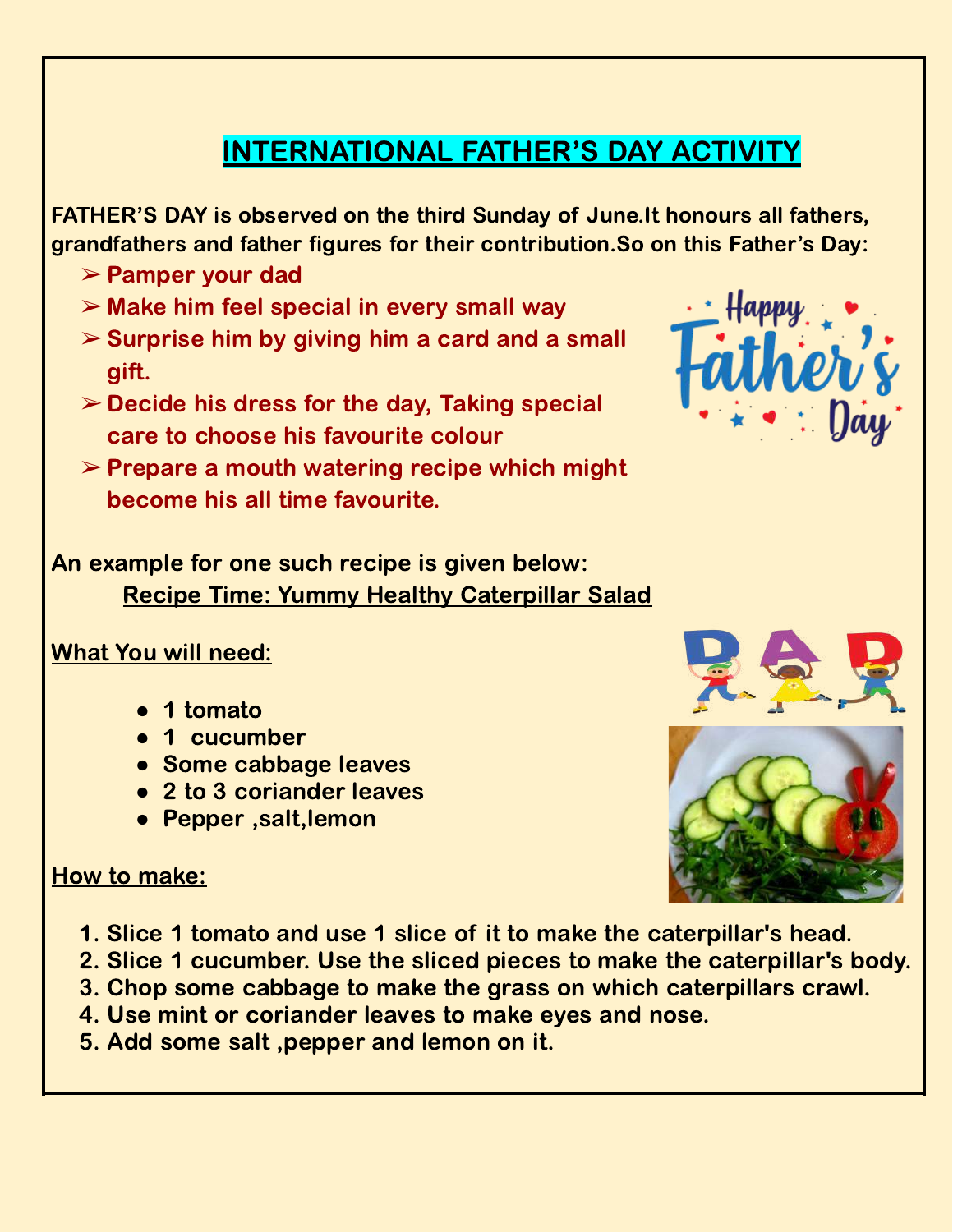# INTERNATIONAL FATHER'S DAY ACTIVITY

**FATHER'S DAY is observed on the third Sunday of June.It honours all fathers, grandfathers and father figures for their contribution.So on this Father's Day:**

- **Pamper your dad**
- **Make him feel special in every small way**
- **Surprise him by giving him a card and a small gift.**
- **Decide his dress for the day, Taking special care to choose his favourite colour**
- **Prepare a mouth watering recipe which might become his all time favourite.**

**An example for one such recipe is given below:**

**<u>Recipe Time: Yummy Healthy Caterpillar Salad</u>**

**<u>What You will need:</u>**

- **1 tomato**
- **1 cucumber**
- **Some cabbage leaves**
- **2 to 3 coriander leaves**
- **Pepper ,salt,lemon**

**<u>How to make:</u>**

1. **Slice 1 tomato and use 1 slice of it to make the caterpillar's head.**
2. **Slice 1 cucumber. Use the sliced pieces to make the caterpillar's body.**
3. **Chop some cabbage to make the grass on which caterpillars crawl.**
4. **Use mint or coriander leaves to make eyes and nose.**
5. **Add some salt ,pepper and lemon on it.**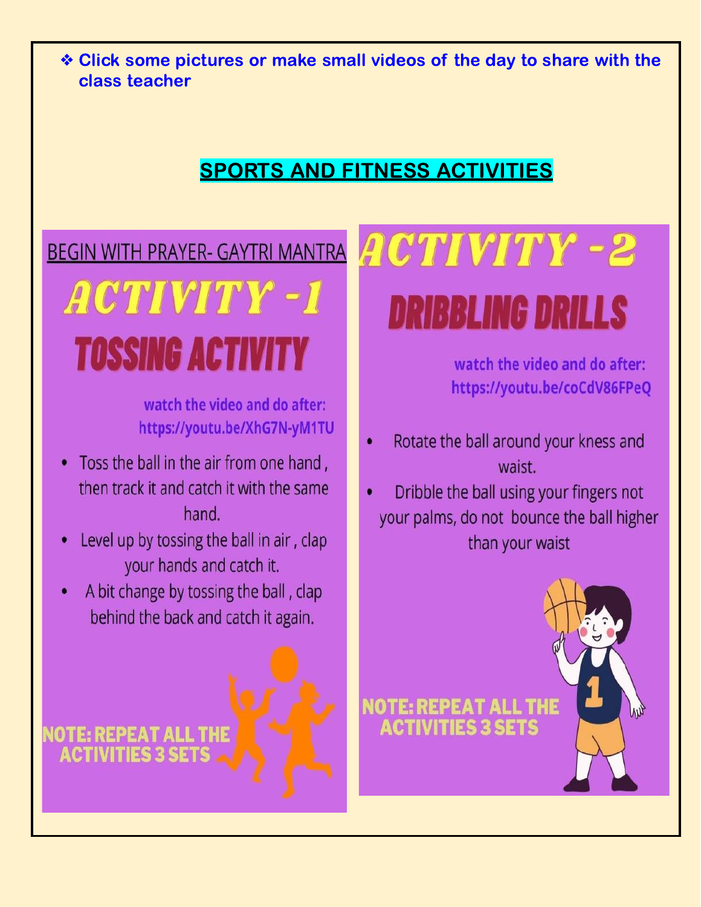- Click some pictures or make small videos of the day to share with the class teacher

## SPORTS AND FITNESS ACTIVITIES

BEGIN WITH PRAYER- GAYTRI MANTRA

# ACTIVITY -1

## TOSSING ACTIVITY

watch the video and do after:
https://youtu.be/XhG7N-yM1TU

- Toss the ball in the air from one hand , then track it and catch it with the same hand.
- Level up by tossing the ball in air , clap your hands and catch it.
- A bit change by tossing the ball , clap behind the back and catch it again.

**NOTE: REPEAT ALL THE ACTIVITIES 3 SETS**

# ACTIVITY -2

## DRIBBLING DRILLS

watch the video and do after:
https://youtu.be/coCdV86FPeQ

- Rotate the ball around your kness and waist.
- Dribble the ball using your fingers not your palms, do not bounce the ball higher than your waist

**NOTE: REPEAT ALL THE ACTIVITIES 3 SETS**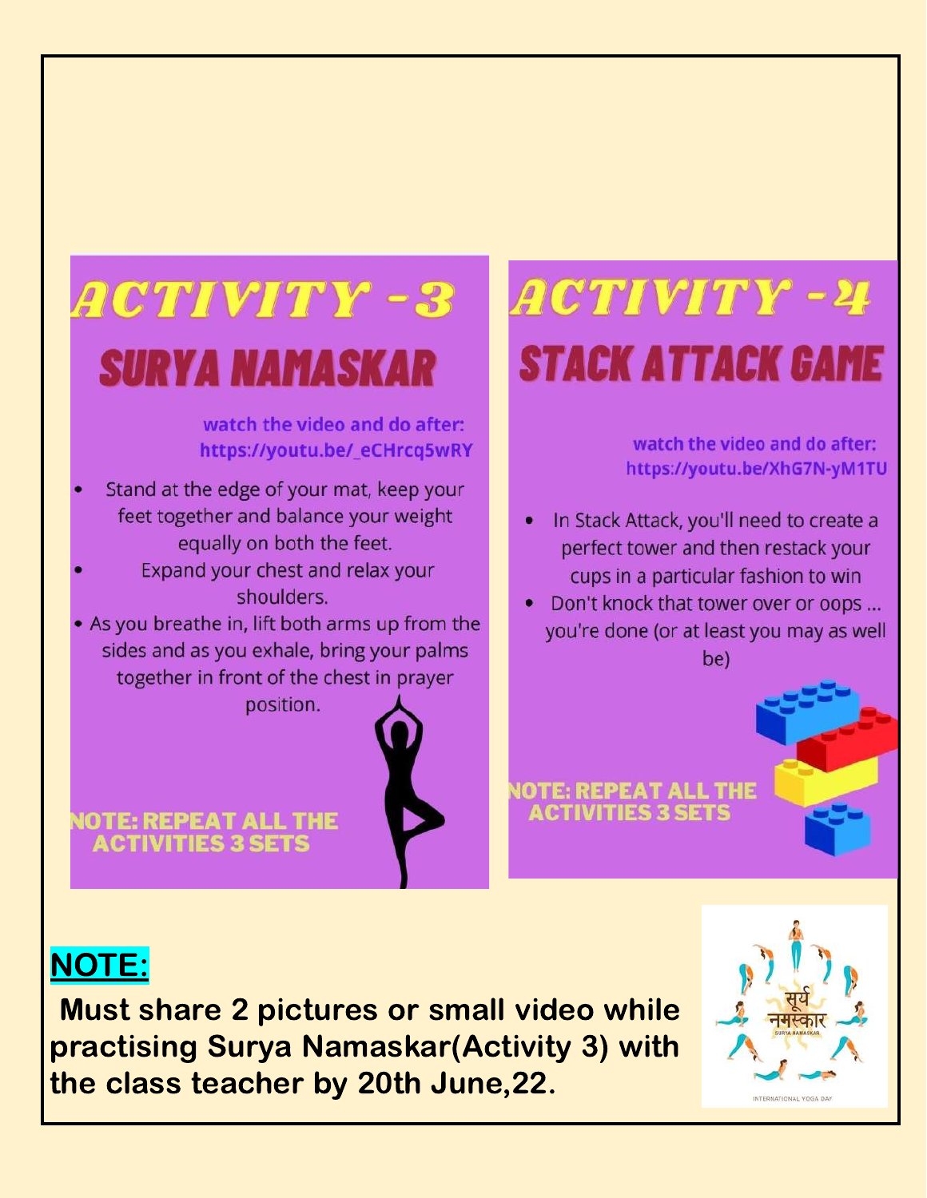# ACTIVITY -3

## SURYA NAMASKAR

watch the video and do after:
https://youtu.be/_eCHrcq5wRY

- Stand at the edge of your mat, keep your feet together and balance your weight equally on both the feet.
- Expand your chest and relax your shoulders.
- As you breathe in, lift both arms up from the sides and as you exhale, bring your palms together in front of the chest in prayer position.

**NOTE: REPEAT ALL THE ACTIVITIES 3 SETS**

# ACTIVITY -4

## STACK ATTACK GAME

watch the video and do after:
https://youtu.be/XhG7N-yM1TU

- In Stack Attack, you'll need to create a perfect tower and then restack your cups in a particular fashion to win
- Don't knock that tower over or oops ... you're done (or at least you may as well be)

**NOTE: REPEAT ALL THE ACTIVITIES 3 SETS**

**NOTE:**

**Must share 2 pictures or small video while practising Surya Namaskar(Activity 3) with the class teacher by 20th June,22.**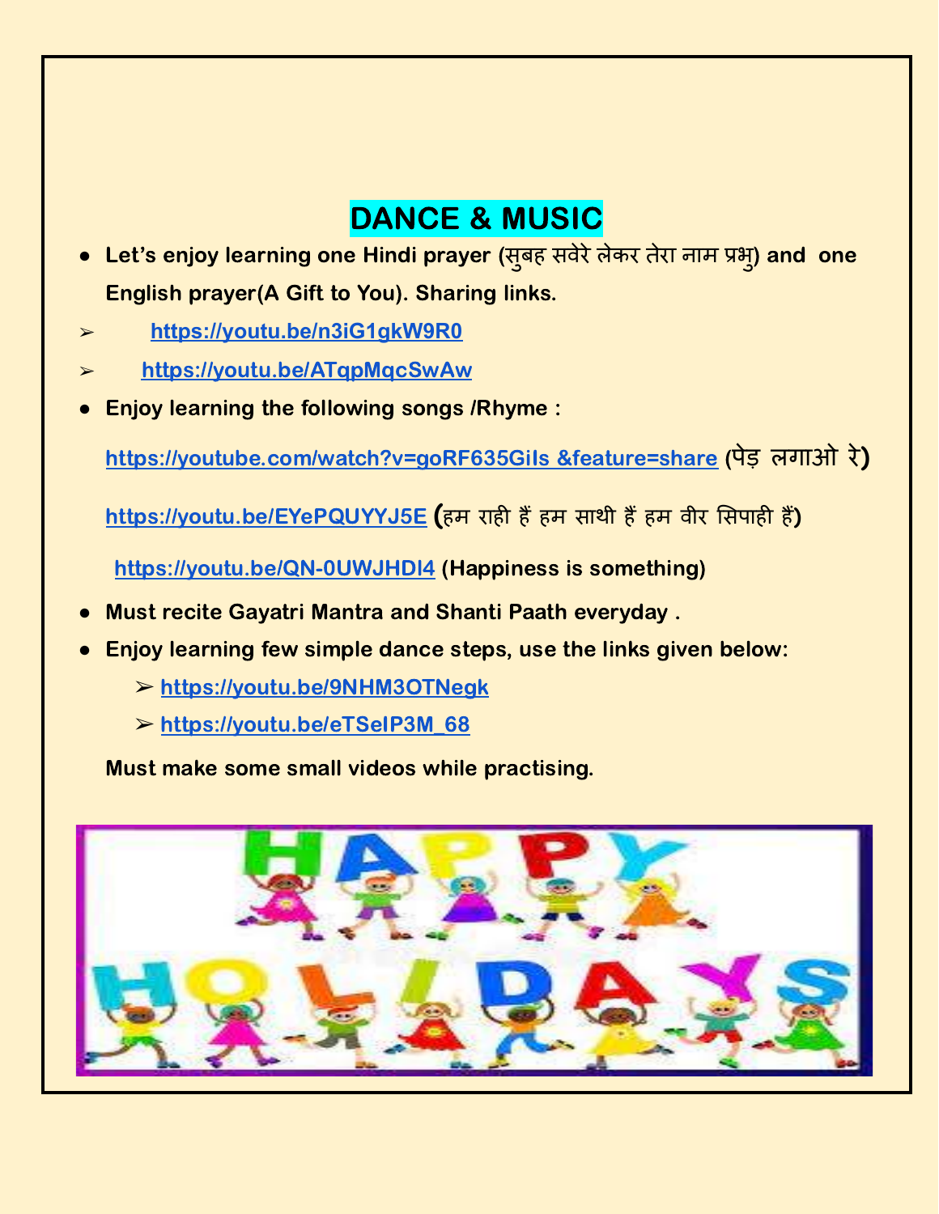# DANCE & MUSIC

- **Let's enjoy learning one Hindi prayer (सुबह सवेरे लेकर तेरा नाम प्रभु) and one English prayer(A Gift to You). Sharing links.**

➢ https://youtu.be/n3iG1gkW9R0

➢ https://youtu.be/ATqpMqcSwAw

- **Enjoy learning the following songs /Rhyme :**

  https://youtube.com/watch?v=goRF635GiIs &feature=share (पेड़ लगाओ रे)

  https://youtu.be/EYePQUYYJ5E (हम राही हैं हम साथी हैं हम वीर सिपाही हैं)

  https://youtu.be/QN-0UWJHDI4 **(Happiness is something)**

- **Must recite Gayatri Mantra and Shanti Paath everyday .**
- **Enjoy learning few simple dance steps, use the links given below:**
  - ➢ https://youtu.be/9NHM3OTNegk
  - ➢ https://youtu.be/eTSeIP3M_68

  **Must make some small videos while practising.**

HAPPY HOLIDAYS